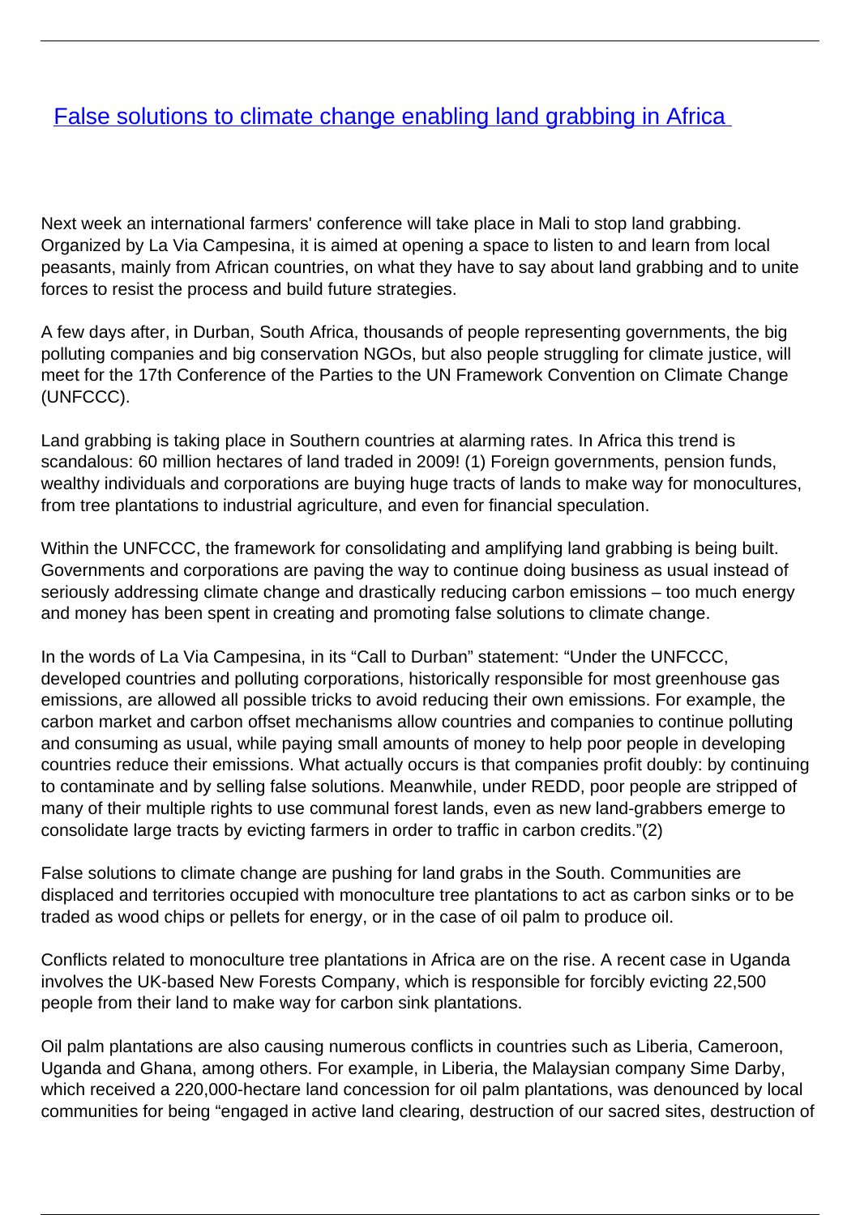# [False solutions to climate change enabling land grabbing in Africa](#)

Next week an international farmers' conference will take place in Mali to stop land grabbing. Organized by La Via Campesina, it is aimed at opening a space to listen to and learn from local peasants, mainly from African countries, on what they have to say about land grabbing and to unite forces to resist the process and build future strategies.

A few days after, in Durban, South Africa, thousands of people representing governments, the big polluting companies and big conservation NGOs, but also people struggling for climate justice, will meet for the 17th Conference of the Parties to the UN Framework Convention on Climate Change (UNFCCC).

Land grabbing is taking place in Southern countries at alarming rates. In Africa this trend is scandalous: 60 million hectares of land traded in 2009! (1) Foreign governments, pension funds, wealthy individuals and corporations are buying huge tracts of lands to make way for monocultures, from tree plantations to industrial agriculture, and even for financial speculation.

Within the UNFCCC, the framework for consolidating and amplifying land grabbing is being built. Governments and corporations are paving the way to continue doing business as usual instead of seriously addressing climate change and drastically reducing carbon emissions – too much energy and money has been spent in creating and promoting false solutions to climate change.

In the words of La Via Campesina, in its "Call to Durban" statement: "Under the UNFCCC, developed countries and polluting corporations, historically responsible for most greenhouse gas emissions, are allowed all possible tricks to avoid reducing their own emissions. For example, the carbon market and carbon offset mechanisms allow countries and companies to continue polluting and consuming as usual, while paying small amounts of money to help poor people in developing countries reduce their emissions. What actually occurs is that companies profit doubly: by continuing to contaminate and by selling false solutions. Meanwhile, under REDD, poor people are stripped of many of their multiple rights to use communal forest lands, even as new land-grabbers emerge to consolidate large tracts by evicting farmers in order to traffic in carbon credits."(2)

False solutions to climate change are pushing for land grabs in the South. Communities are displaced and territories occupied with monoculture tree plantations to act as carbon sinks or to be traded as wood chips or pellets for energy, or in the case of oil palm to produce oil.

Conflicts related to monoculture tree plantations in Africa are on the rise. A recent case in Uganda involves the UK-based New Forests Company, which is responsible for forcibly evicting 22,500 people from their land to make way for carbon sink plantations.

Oil palm plantations are also causing numerous conflicts in countries such as Liberia, Cameroon, Uganda and Ghana, among others. For example, in Liberia, the Malaysian company Sime Darby, which received a 220,000-hectare land concession for oil palm plantations, was denounced by local communities for being "engaged in active land clearing, destruction of our sacred sites, destruction of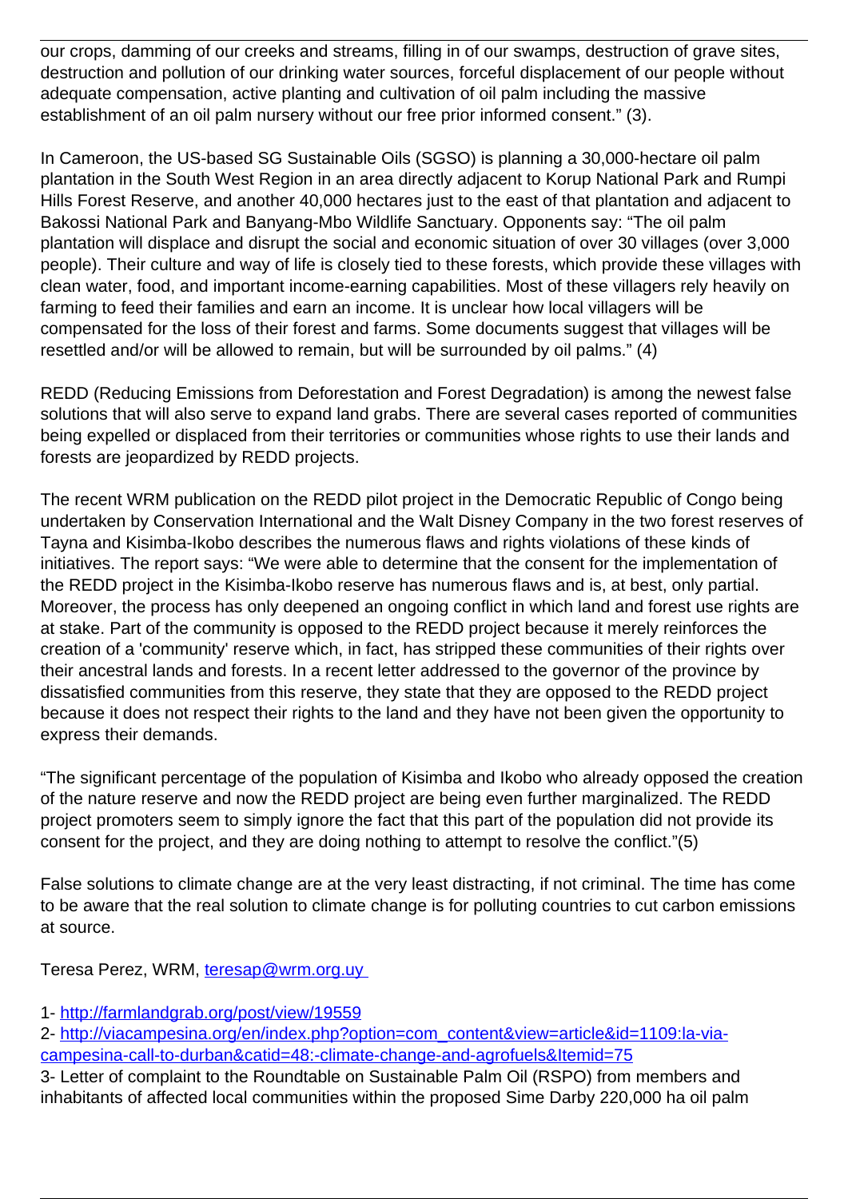our crops, damming of our creeks and streams, filling in of our swamps, destruction of grave sites, destruction and pollution of our drinking water sources, forceful displacement of our people without adequate compensation, active planting and cultivation of oil palm including the massive establishment of an oil palm nursery without our free prior informed consent." (3).

In Cameroon, the US-based SG Sustainable Oils (SGSO) is planning a 30,000-hectare oil palm plantation in the South West Region in an area directly adjacent to Korup National Park and Rumpi Hills Forest Reserve, and another 40,000 hectares just to the east of that plantation and adjacent to Bakossi National Park and Banyang-Mbo Wildlife Sanctuary. Opponents say: "The oil palm plantation will displace and disrupt the social and economic situation of over 30 villages (over 3,000 people). Their culture and way of life is closely tied to these forests, which provide these villages with clean water, food, and important income-earning capabilities. Most of these villagers rely heavily on farming to feed their families and earn an income. It is unclear how local villagers will be compensated for the loss of their forest and farms. Some documents suggest that villages will be resettled and/or will be allowed to remain, but will be surrounded by oil palms." (4)

REDD (Reducing Emissions from Deforestation and Forest Degradation) is among the newest false solutions that will also serve to expand land grabs. There are several cases reported of communities being expelled or displaced from their territories or communities whose rights to use their lands and forests are jeopardized by REDD projects.

The recent WRM publication on the REDD pilot project in the Democratic Republic of Congo being undertaken by Conservation International and the Walt Disney Company in the two forest reserves of Tayna and Kisimba-Ikobo describes the numerous flaws and rights violations of these kinds of initiatives. The report says: "We were able to determine that the consent for the implementation of the REDD project in the Kisimba-Ikobo reserve has numerous flaws and is, at best, only partial. Moreover, the process has only deepened an ongoing conflict in which land and forest use rights are at stake. Part of the community is opposed to the REDD project because it merely reinforces the creation of a 'community' reserve which, in fact, has stripped these communities of their rights over their ancestral lands and forests. In a recent letter addressed to the governor of the province by dissatisfied communities from this reserve, they state that they are opposed to the REDD project because it does not respect their rights to the land and they have not been given the opportunity to express their demands.

"The significant percentage of the population of Kisimba and Ikobo who already opposed the creation of the nature reserve and now the REDD project are being even further marginalized. The REDD project promoters seem to simply ignore the fact that this part of the population did not provide its consent for the project, and they are doing nothing to attempt to resolve the conflict."(5)

False solutions to climate change are at the very least distracting, if not criminal. The time has come to be aware that the real solution to climate change is for polluting countries to cut carbon emissions at source.

Teresa Perez, WRM, [teresap@wrm.org.uy](mailto:teresap@wrm.org.uy)

1- [http://farmlandgrab.org/post/view/19559](http://farmlandgrab.org/post/view/19559)
2- [http://viacampesina.org/en/index.php?option=com_content&view=article&id=1109:la-via-campesina-call-to-durban&catid=48:-climate-change-and-agrofuels&Itemid=75](http://viacampesina.org/en/index.php?option=com_content&view=article&id=1109:la-via-campesina-call-to-durban&catid=48:-climate-change-and-agrofuels&Itemid=75)
3- Letter of complaint to the Roundtable on Sustainable Palm Oil (RSPO) from members and inhabitants of affected local communities within the proposed Sime Darby 220,000 ha oil palm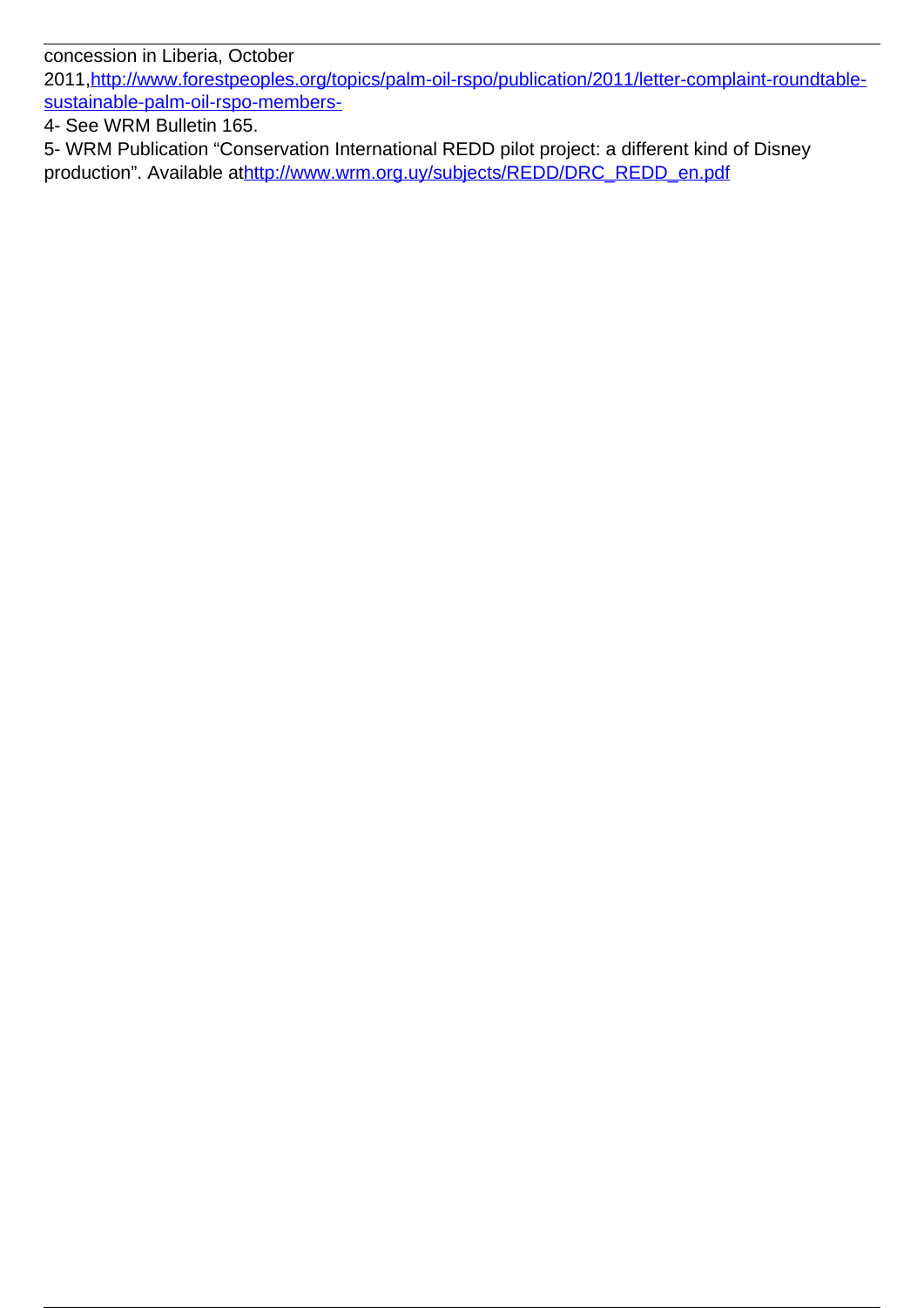concession in Liberia, October 2011,http://www.forestpeoples.org/topics/palm-oil-rspo/publication/2011/letter-complaint-roundtable-sustainable-palm-oil-rspo-members-

4- See WRM Bulletin 165.

5- WRM Publication “Conservation International REDD pilot project: a different kind of Disney production”. Available athttp://www.wrm.org.uy/subjects/REDD/DRC_REDD_en.pdf